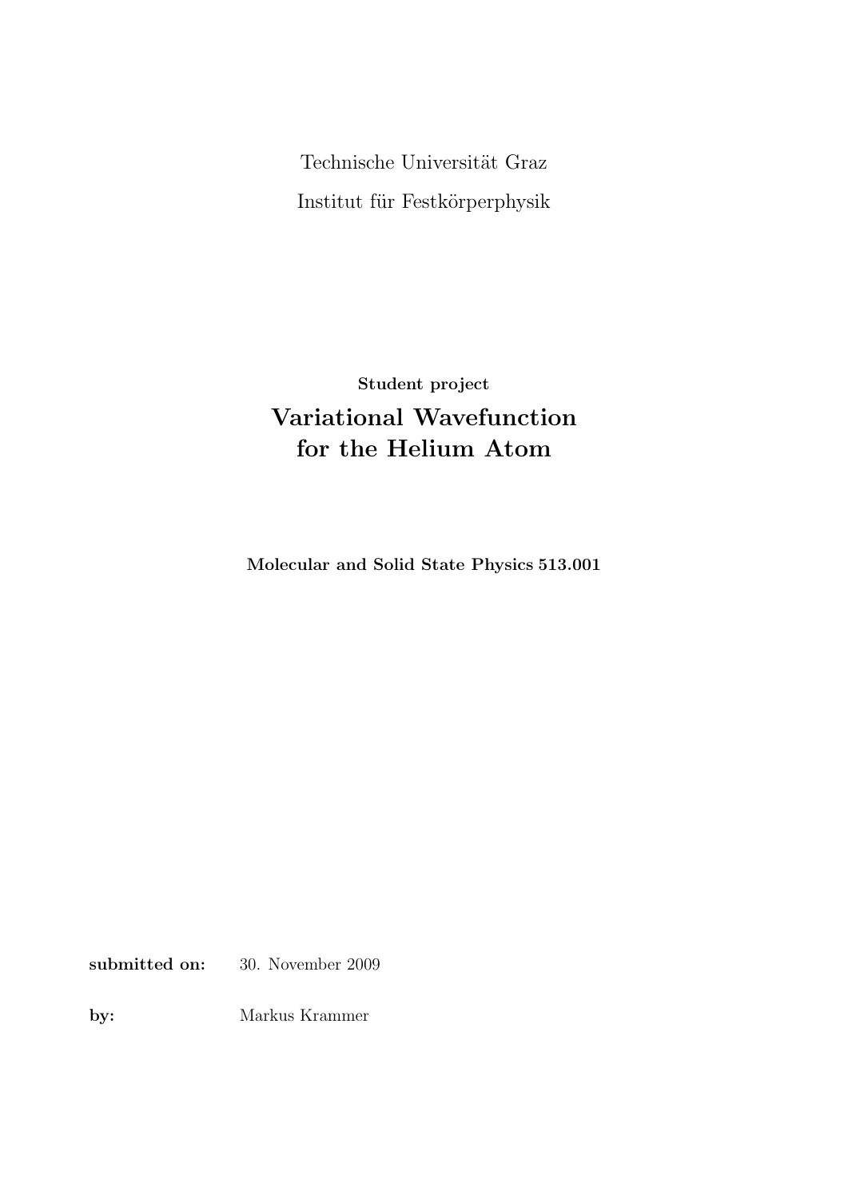Technische Universität Graz

Institut für Festkörperphysik

**Student project**

# Variational Wavefunction for the Helium Atom

**Molecular and Solid State Physics 513.001**

**submitted on:** 30. November 2009

**by:** Markus Krammer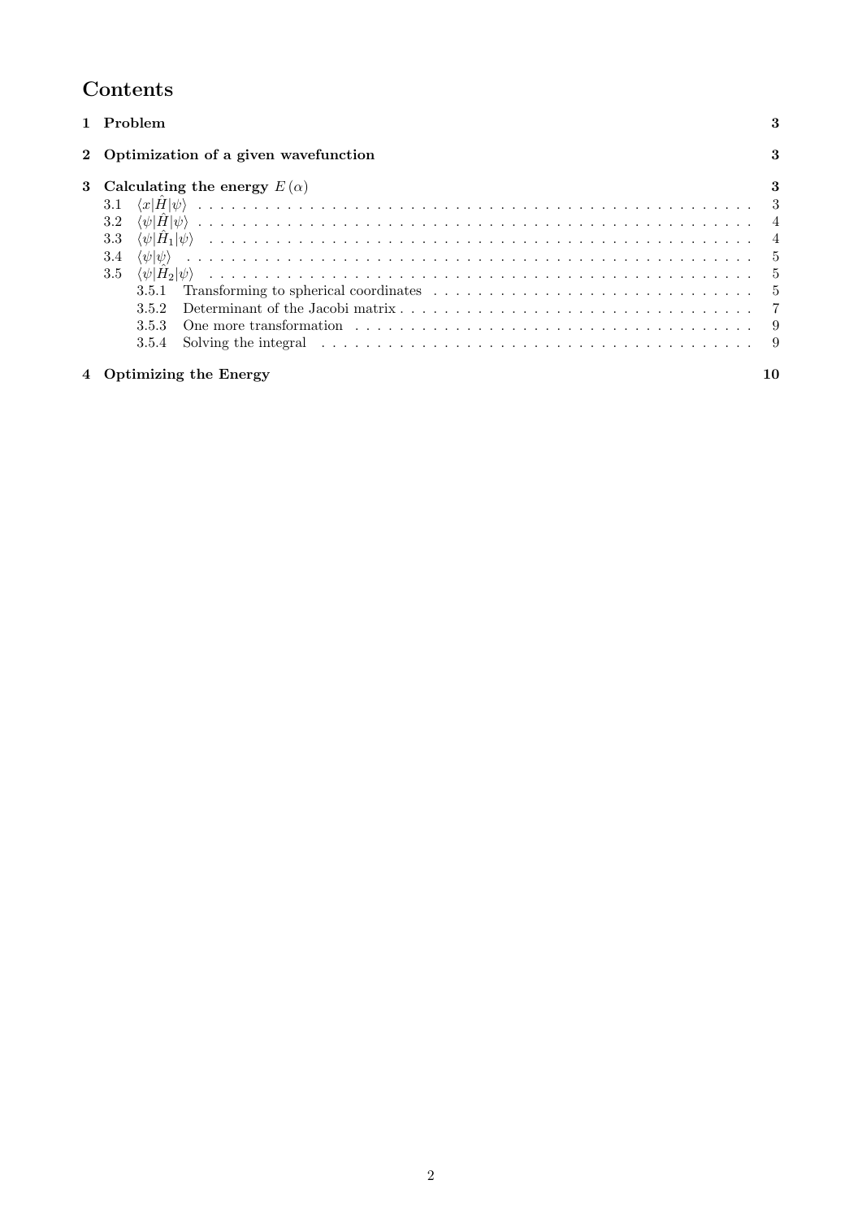# Contents

**1 Problem** — 3

**2 Optimization of a given wavefunction** — 3

**3 Calculating the energy $E(\alpha)$** — 3

- 3.1 $\langle x|\hat{H}|\psi\rangle$ — 3
- 3.2 $\langle\psi|\hat{H}|\psi\rangle$ — 4
- 3.3 $\langle\psi|\hat{H}_1|\psi\rangle$ — 4
- 3.4 $\langle\psi|\psi\rangle$ — 5
- 3.5 $\langle\psi|\hat{H}_2|\psi\rangle$ — 5
  - 3.5.1 Transforming to spherical coordinates — 5
  - 3.5.2 Determinant of the Jacobi matrix — 7
  - 3.5.3 One more transformation — 9
  - 3.5.4 Solving the integral — 9

**4 Optimizing the Energy** — 10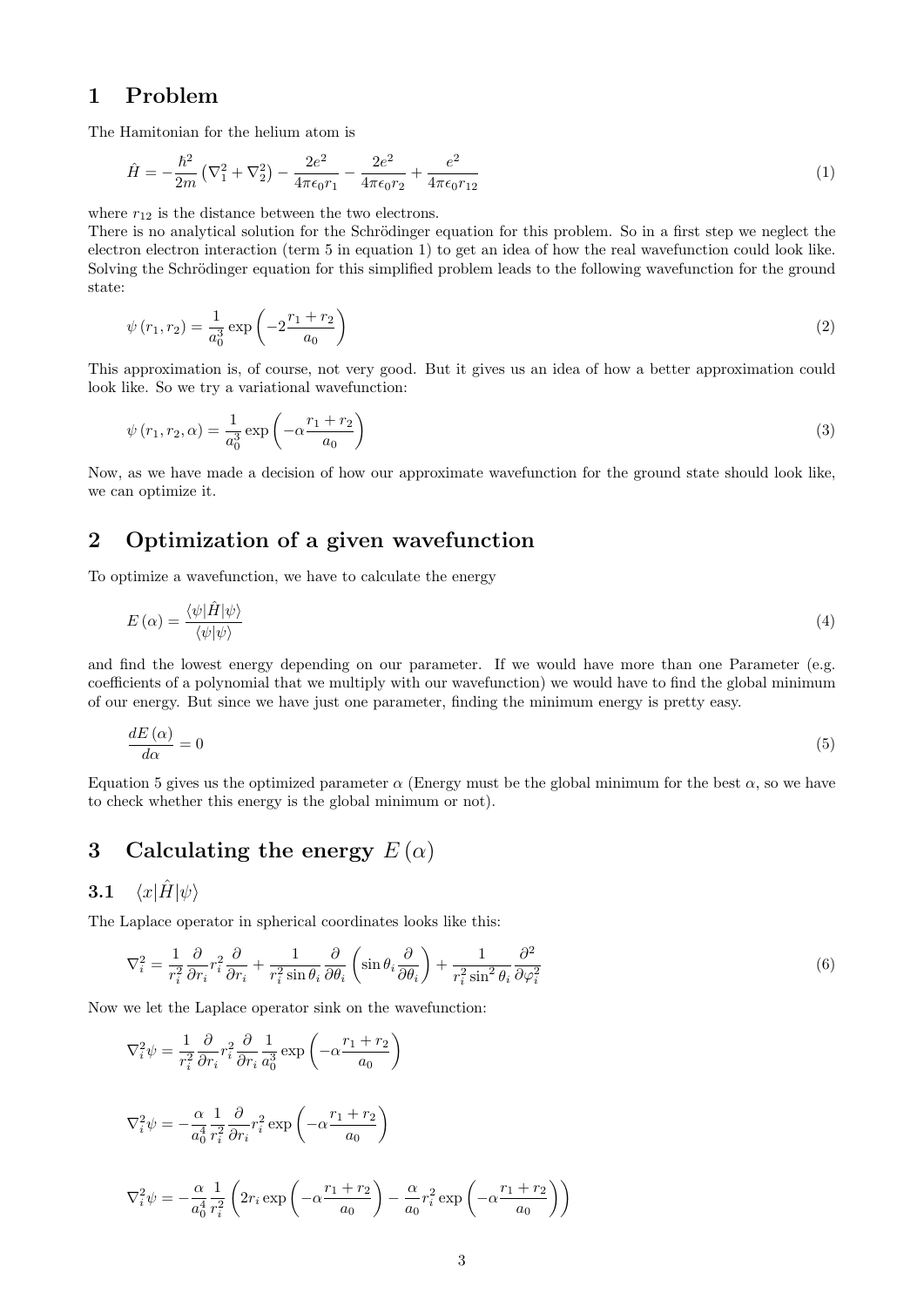# 1 Problem

The Hamitonian for the helium atom is

$$\hat{H} = -\frac{\hbar^2}{2m}\left(\nabla_1^2 + \nabla_2^2\right) - \frac{2e^2}{4\pi\epsilon_0 r_1} - \frac{2e^2}{4\pi\epsilon_0 r_2} + \frac{e^2}{4\pi\epsilon_0 r_{12}} \tag{1}$$

where $r_{12}$ is the distance between the two electrons.

There is no analytical solution for the Schrödinger equation for this problem. So in a first step we neglect the electron electron interaction (term 5 in equation 1) to get an idea of how the real wavefunction could look like. Solving the Schrödinger equation for this simplified problem leads to the following wavefunction for the ground state:

$$\psi\left(r_1, r_2\right) = \frac{1}{a_0^3}\exp\left(-2\frac{r_1 + r_2}{a_0}\right) \tag{2}$$

This approximation is, of course, not very good. But it gives us an idea of how a better approximation could look like. So we try a variational wavefunction:

$$\psi\left(r_1, r_2, \alpha\right) = \frac{1}{a_0^3}\exp\left(-\alpha\frac{r_1 + r_2}{a_0}\right) \tag{3}$$

Now, as we have made a decision of how our approximate wavefunction for the ground state should look like, we can optimize it.

# 2 Optimization of a given wavefunction

To optimize a wavefunction, we have to calculate the energy

$$E\left(\alpha\right) = \frac{\langle\psi|\hat{H}|\psi\rangle}{\langle\psi|\psi\rangle} \tag{4}$$

and find the lowest energy depending on our parameter. If we would have more than one Parameter (e.g. coefficients of a polynomial that we multiply with our wavefunction) we would have to find the global minimum of our energy. But since we have just one parameter, finding the minimum energy is pretty easy.

$$\frac{dE\left(\alpha\right)}{d\alpha} = 0 \tag{5}$$

Equation 5 gives us the optimized parameter $\alpha$ (Energy must be the global minimum for the best $\alpha$, so we have to check whether this energy is the global minimum or not).

# 3 Calculating the energy $E\left(\alpha\right)$

## 3.1 $\langle x|\hat{H}|\psi\rangle$

The Laplace operator in spherical coordinates looks like this:

$$\nabla_i^2 = \frac{1}{r_i^2}\frac{\partial}{\partial r_i}r_i^2\frac{\partial}{\partial r_i} + \frac{1}{r_i^2\sin\theta_i}\frac{\partial}{\partial\theta_i}\left(\sin\theta_i\frac{\partial}{\partial\theta_i}\right) + \frac{1}{r_i^2\sin^2\theta_i}\frac{\partial^2}{\partial\varphi_i^2} \tag{6}$$

Now we let the Laplace operator sink on the wavefunction:

$$\nabla_i^2\psi = \frac{1}{r_i^2}\frac{\partial}{\partial r_i}r_i^2\frac{\partial}{\partial r_i}\frac{1}{a_0^3}\exp\left(-\alpha\frac{r_1 + r_2}{a_0}\right)$$

$$\nabla_i^2\psi = -\frac{\alpha}{a_0^4}\frac{1}{r_i^2}\frac{\partial}{\partial r_i}r_i^2\exp\left(-\alpha\frac{r_1 + r_2}{a_0}\right)$$

$$\nabla_i^2\psi = -\frac{\alpha}{a_0^4}\frac{1}{r_i^2}\left(2r_i\exp\left(-\alpha\frac{r_1 + r_2}{a_0}\right) - \frac{\alpha}{a_0}r_i^2\exp\left(-\alpha\frac{r_1 + r_2}{a_0}\right)\right)$$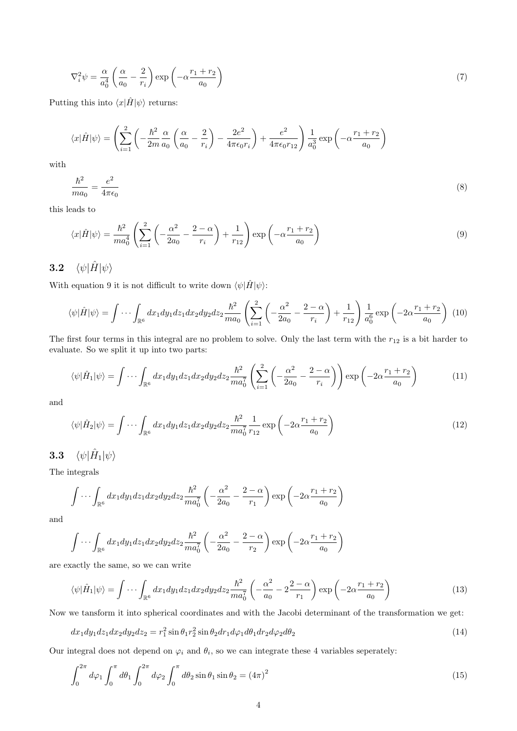$$\nabla_i^2 \psi = \frac{\alpha}{a_0^4}\left(\frac{\alpha}{a_0} - \frac{2}{r_i}\right)\exp\left(-\alpha\frac{r_1+r_2}{a_0}\right) \tag{7}$$

Putting this into $\langle x|\hat{H}|\psi\rangle$ returns:

$$\langle x|\hat{H}|\psi\rangle = \left(\sum_{i=1}^{2}\left(-\frac{\hbar^2}{2m}\frac{\alpha}{a_0}\left(\frac{\alpha}{a_0} - \frac{2}{r_i}\right) - \frac{2e^2}{4\pi\epsilon_0 r_i}\right) + \frac{e^2}{4\pi\epsilon_0 r_{12}}\right)\frac{1}{a_0^3}\exp\left(-\alpha\frac{r_1+r_2}{a_0}\right)$$

with

$$\frac{\hbar^2}{ma_0} = \frac{e^2}{4\pi\epsilon_0} \tag{8}$$

this leads to

$$\langle x|\hat{H}|\psi\rangle = \frac{\hbar^2}{ma_0^4}\left(\sum_{i=1}^{2}\left(-\frac{\alpha^2}{2a_0} - \frac{2-\alpha}{r_i}\right) + \frac{1}{r_{12}}\right)\exp\left(-\alpha\frac{r_1+r_2}{a_0}\right) \tag{9}$$

## 3.2 $\langle\psi|\hat{H}|\psi\rangle$

With equation 9 it is not difficult to write down $\langle\psi|\hat{H}|\psi\rangle$:

$$\langle\psi|\hat{H}|\psi\rangle = \int\cdots\int_{\mathbb{R}^6} dx_1dy_1dz_1dx_2dy_2dz_2\frac{\hbar^2}{ma_0}\left(\sum_{i=1}^{2}\left(-\frac{\alpha^2}{2a_0} - \frac{2-\alpha}{r_i}\right) + \frac{1}{r_{12}}\right)\frac{1}{a_0^6}\exp\left(-2\alpha\frac{r_1+r_2}{a_0}\right) \tag{10}$$

The first four terms in this integral are no problem to solve. Only the last term with the $r_{12}$ is a bit harder to evaluate. So we split it up into two parts:

$$\langle\psi|\hat{H}_1|\psi\rangle = \int\cdots\int_{\mathbb{R}^6} dx_1dy_1dz_1dx_2dy_2dz_2\frac{\hbar^2}{ma_0^7}\left(\sum_{i=1}^{2}\left(-\frac{\alpha^2}{2a_0} - \frac{2-\alpha}{r_i}\right)\right)\exp\left(-2\alpha\frac{r_1+r_2}{a_0}\right) \tag{11}$$

and

$$\langle\psi|\hat{H}_2|\psi\rangle = \int\cdots\int_{\mathbb{R}^6} dx_1dy_1dz_1dx_2dy_2dz_2\frac{\hbar^2}{ma_0^7}\frac{1}{r_{12}}\exp\left(-2\alpha\frac{r_1+r_2}{a_0}\right) \tag{12}$$

## 3.3 $\langle\psi|\hat{H}_1|\psi\rangle$

The integrals

$$\int\cdots\int_{\mathbb{R}^6} dx_1dy_1dz_1dx_2dy_2dz_2\frac{\hbar^2}{ma_0^7}\left(-\frac{\alpha^2}{2a_0} - \frac{2-\alpha}{r_1}\right)\exp\left(-2\alpha\frac{r_1+r_2}{a_0}\right)$$

and

$$\int\cdots\int_{\mathbb{R}^6} dx_1dy_1dz_1dx_2dy_2dz_2\frac{\hbar^2}{ma_0^7}\left(-\frac{\alpha^2}{2a_0} - \frac{2-\alpha}{r_2}\right)\exp\left(-2\alpha\frac{r_1+r_2}{a_0}\right)$$

are exactly the same, so we can write

$$\langle\psi|\hat{H}_1|\psi\rangle = \int\cdots\int_{\mathbb{R}^6} dx_1dy_1dz_1dx_2dy_2dz_2\frac{\hbar^2}{ma_0^7}\left(-\frac{\alpha^2}{a_0} - 2\frac{2-\alpha}{r_1}\right)\exp\left(-2\alpha\frac{r_1+r_2}{a_0}\right) \tag{13}$$

Now we tansform it into spherical coordinates and with the Jacobi determinant of the transformation we get:

$$dx_1dy_1dz_1dx_2dy_2dz_2 = r_1^2\sin\theta_1 r_2^2\sin\theta_2 dr_1d\varphi_1d\theta_1dr_2d\varphi_2d\theta_2 \tag{14}$$

Our integral does not depend on $\varphi_i$ and $\theta_i$, so we can integrate these 4 variables seperately:

$$\int_0^{2\pi}d\varphi_1\int_0^{\pi}d\theta_1\int_0^{2\pi}d\varphi_2\int_0^{\pi}d\theta_2\sin\theta_1\sin\theta_2 = (4\pi)^2 \tag{15}$$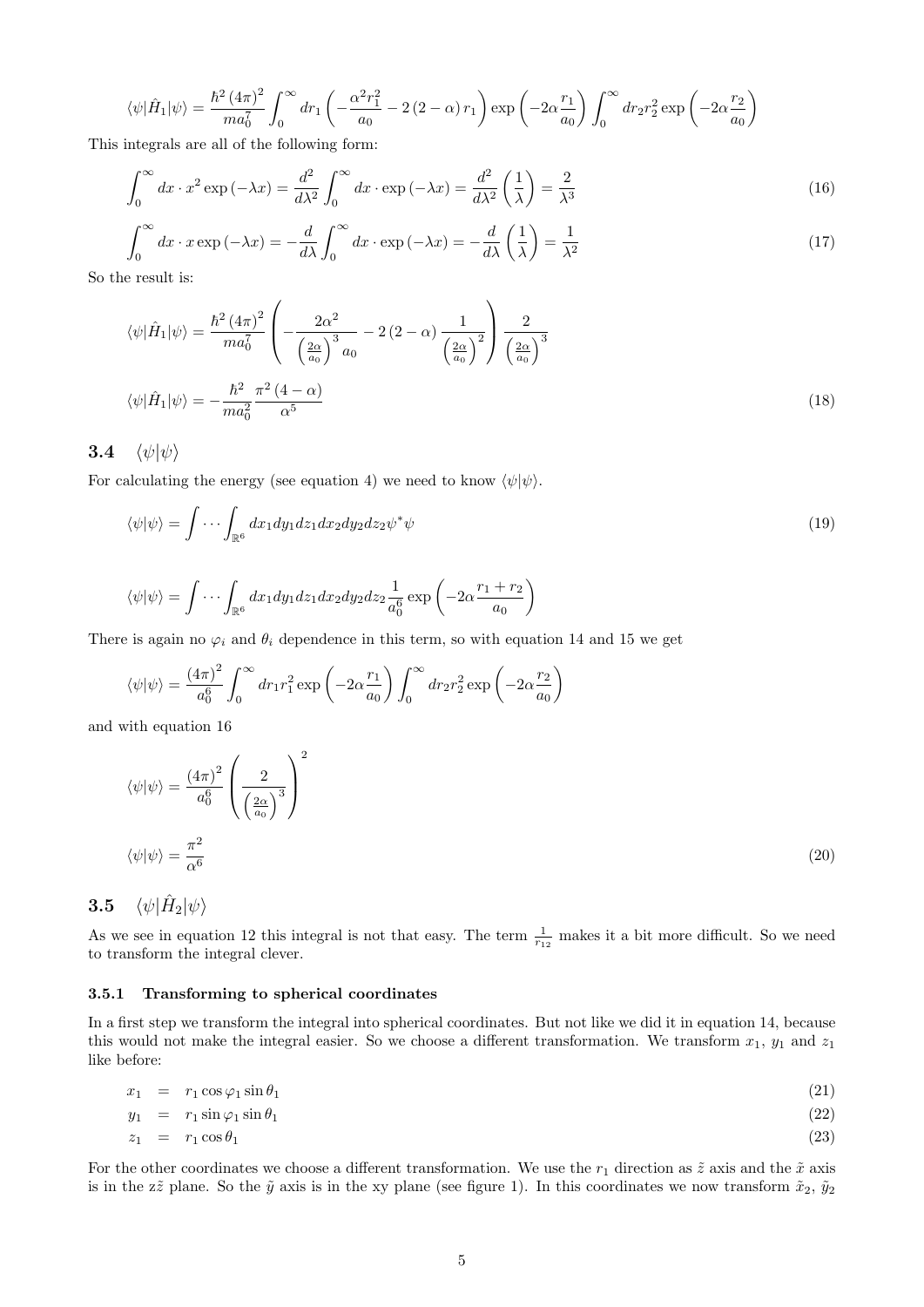$$\langle\psi|\hat{H}_1|\psi\rangle = \frac{\hbar^2 (4\pi)^2}{m a_0^7} \int_0^\infty dr_1 \left(-\frac{\alpha^2 r_1^2}{a_0} - 2(2-\alpha) r_1\right) \exp\left(-2\alpha\frac{r_1}{a_0}\right) \int_0^\infty dr_2 r_2^2 \exp\left(-2\alpha\frac{r_2}{a_0}\right)$$

This integrals are all of the following form:

$$\int_0^\infty dx \cdot x^2 \exp(-\lambda x) = \frac{d^2}{d\lambda^2}\int_0^\infty dx \cdot \exp(-\lambda x) = \frac{d^2}{d\lambda^2}\left(\frac{1}{\lambda}\right) = \frac{2}{\lambda^3} \tag{16}$$

$$\int_0^\infty dx \cdot x \exp(-\lambda x) = -\frac{d}{d\lambda}\int_0^\infty dx \cdot \exp(-\lambda x) = -\frac{d}{d\lambda}\left(\frac{1}{\lambda}\right) = \frac{1}{\lambda^2} \tag{17}$$

So the result is:

$$\langle\psi|\hat{H}_1|\psi\rangle = \frac{\hbar^2 (4\pi)^2}{m a_0^7}\left(-\frac{2\alpha^2}{\left(\frac{2\alpha}{a_0}\right)^3 a_0} - 2(2-\alpha)\frac{1}{\left(\frac{2\alpha}{a_0}\right)^2}\right)\frac{2}{\left(\frac{2\alpha}{a_0}\right)^3}$$

$$\langle\psi|\hat{H}_1|\psi\rangle = -\frac{\hbar^2}{m a_0^2}\frac{\pi^2(4-\alpha)}{\alpha^5} \tag{18}$$

## 3.4 $\langle\psi|\psi\rangle$

For calculating the energy (see equation 4) we need to know $\langle\psi|\psi\rangle$.

$$\langle\psi|\psi\rangle = \int\cdots\int_{\mathbb{R}^6} dx_1 dy_1 dz_1 dx_2 dy_2 dz_2 \psi^*\psi \tag{19}$$

$$\langle\psi|\psi\rangle = \int\cdots\int_{\mathbb{R}^6} dx_1 dy_1 dz_1 dx_2 dy_2 dz_2 \frac{1}{a_0^6}\exp\left(-2\alpha\frac{r_1+r_2}{a_0}\right)$$

There is again no $\varphi_i$ and $\theta_i$ dependence in this term, so with equation 14 and 15 we get

$$\langle\psi|\psi\rangle = \frac{(4\pi)^2}{a_0^6}\int_0^\infty dr_1 r_1^2 \exp\left(-2\alpha\frac{r_1}{a_0}\right)\int_0^\infty dr_2 r_2^2 \exp\left(-2\alpha\frac{r_2}{a_0}\right)$$

and with equation 16

$$\langle\psi|\psi\rangle = \frac{(4\pi)^2}{a_0^6}\left(\frac{2}{\left(\frac{2\alpha}{a_0}\right)^3}\right)^2$$

$$\langle\psi|\psi\rangle = \frac{\pi^2}{\alpha^6} \tag{20}$$

## 3.5 $\langle\psi|\hat{H}_2|\psi\rangle$

As we see in equation 12 this integral is not that easy. The term $\frac{1}{r_{12}}$ makes it a bit more difficult. So we need to transform the integral clever.

### 3.5.1 Transforming to spherical coordinates

In a first step we transform the integral into spherical coordinates. But not like we did it in equation 14, because this would not make the integral easier. So we choose a different transformation. We transform $x_1$, $y_1$ and $z_1$ like before:

$$x_1 = r_1\cos\varphi_1\sin\theta_1 \tag{21}$$

$$y_1 = r_1\sin\varphi_1\sin\theta_1 \tag{22}$$

$$z_1 = r_1\cos\theta_1 \tag{23}$$

For the other coordinates we choose a different transformation. We use the $r_1$ direction as $\tilde{z}$ axis and the $\tilde{x}$ axis is in the $z\tilde{z}$ plane. So the $\tilde{y}$ axis is in the xy plane (see figure 1). In this coordinates we now transform $\tilde{x}_2$, $\tilde{y}_2$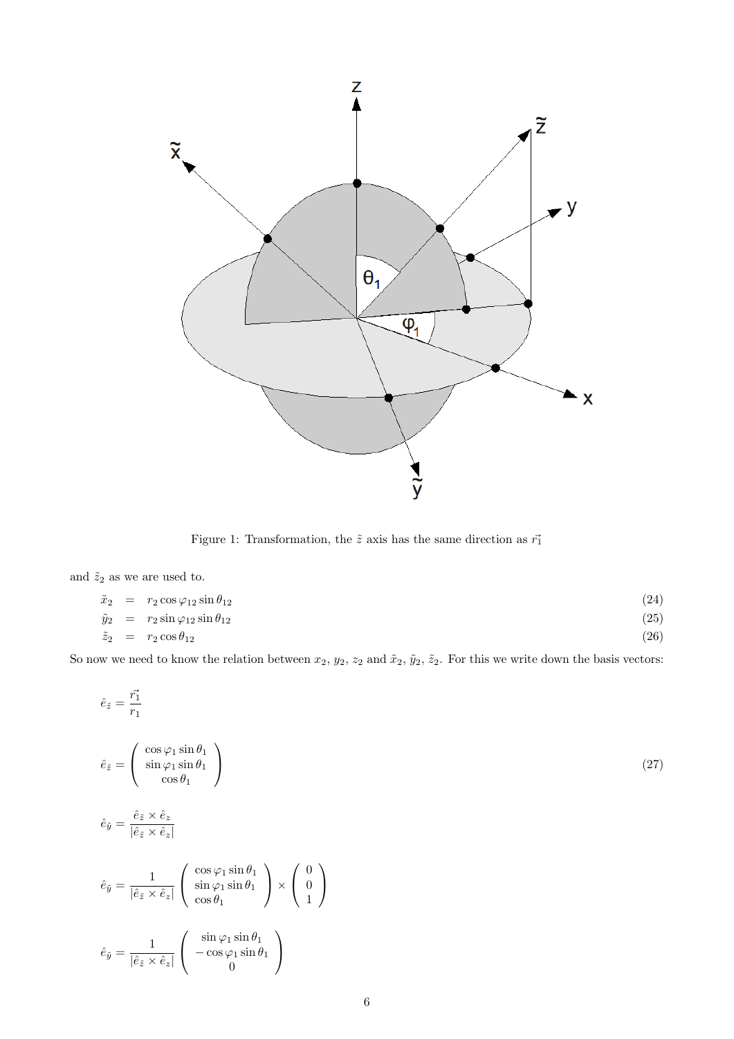Figure 1: Transformation, the $\tilde{z}$ axis has the same direction as $\vec{r_1}$

and $\tilde{z}_2$ as we are used to.

$$\tilde{x}_2 = r_2 \cos\varphi_{12} \sin\theta_{12} \tag{24}$$

$$\tilde{y}_2 = r_2 \sin\varphi_{12} \sin\theta_{12} \tag{25}$$

$$\tilde{z}_2 = r_2 \cos\theta_{12} \tag{26}$$

So now we need to know the relation between $x_2$, $y_2$, $z_2$ and $\tilde{x}_2$, $\tilde{y}_2$, $\tilde{z}_2$. For this we write down the basis vectors:

$$\hat{e}_{\tilde{z}} = \frac{\vec{r_1}}{r_1}$$

$$\hat{e}_{\tilde{z}} = \begin{pmatrix} \cos\varphi_1 \sin\theta_1 \\ \sin\varphi_1 \sin\theta_1 \\ \cos\theta_1 \end{pmatrix} \tag{27}$$

$$\hat{e}_{\tilde{y}} = \frac{\hat{e}_{\tilde{z}} \times \hat{e}_z}{|\hat{e}_{\tilde{z}} \times \hat{e}_z|}$$

$$\hat{e}_{\tilde{y}} = \frac{1}{|\hat{e}_{\tilde{z}} \times \hat{e}_z|} \begin{pmatrix} \cos\varphi_1 \sin\theta_1 \\ \sin\varphi_1 \sin\theta_1 \\ \cos\theta_1 \end{pmatrix} \times \begin{pmatrix} 0 \\ 0 \\ 1 \end{pmatrix}$$

$$\hat{e}_{\tilde{y}} = \frac{1}{|\hat{e}_{\tilde{z}} \times \hat{e}_z|} \begin{pmatrix} \sin\varphi_1 \sin\theta_1 \\ -\cos\varphi_1 \sin\theta_1 \\ 0 \end{pmatrix}$$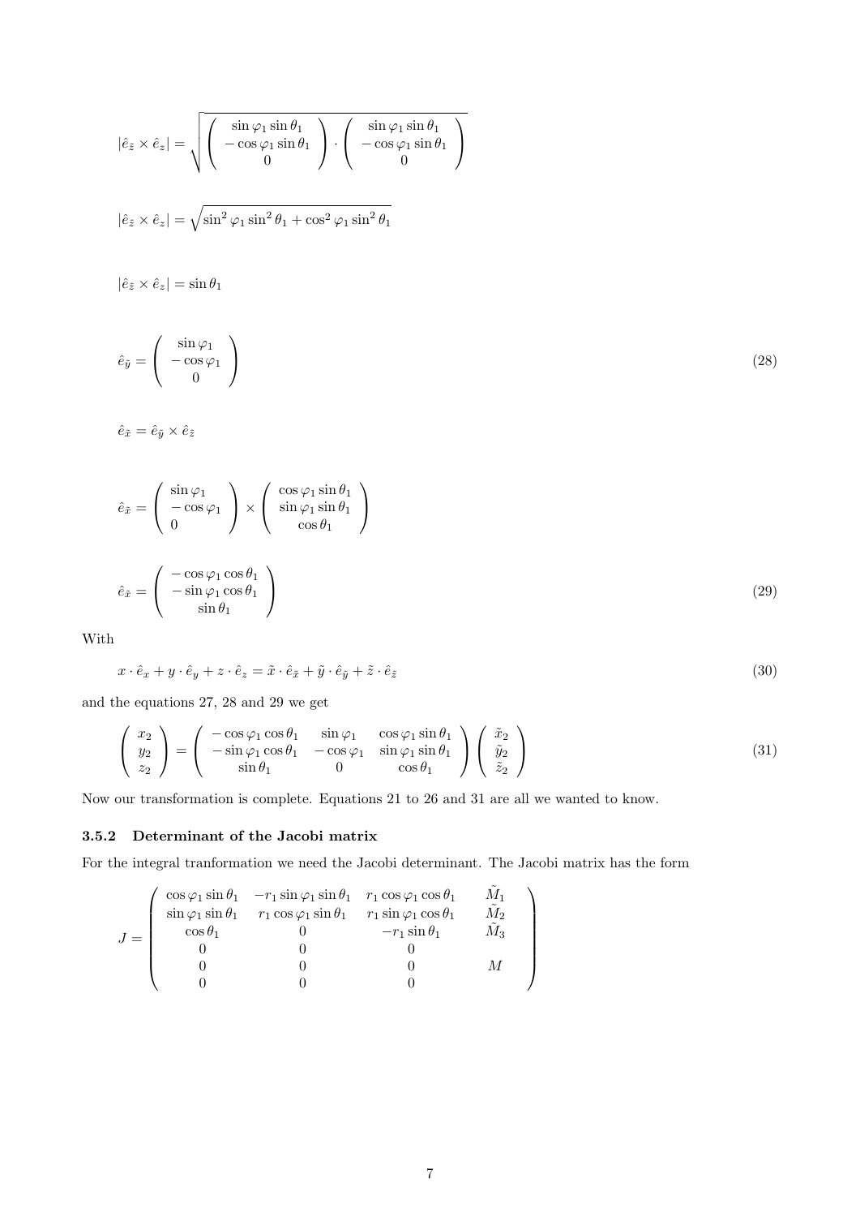$$|\hat{e}_{\tilde{z}} \times \hat{e}_z| = \sqrt{\begin{pmatrix} \sin\varphi_1 \sin\theta_1 \\ -\cos\varphi_1 \sin\theta_1 \\ 0 \end{pmatrix} \cdot \begin{pmatrix} \sin\varphi_1 \sin\theta_1 \\ -\cos\varphi_1 \sin\theta_1 \\ 0 \end{pmatrix}}$$

$$|\hat{e}_{\tilde{z}} \times \hat{e}_z| = \sqrt{\sin^2\varphi_1 \sin^2\theta_1 + \cos^2\varphi_1 \sin^2\theta_1}$$

$$|\hat{e}_{\tilde{z}} \times \hat{e}_z| = \sin\theta_1$$

$$\hat{e}_{\tilde{y}} = \begin{pmatrix} \sin\varphi_1 \\ -\cos\varphi_1 \\ 0 \end{pmatrix} \tag{28}$$

$$\hat{e}_{\tilde{x}} = \hat{e}_{\tilde{y}} \times \hat{e}_{\tilde{z}}$$

$$\hat{e}_{\tilde{x}} = \begin{pmatrix} \sin\varphi_1 \\ -\cos\varphi_1 \\ 0 \end{pmatrix} \times \begin{pmatrix} \cos\varphi_1 \sin\theta_1 \\ \sin\varphi_1 \sin\theta_1 \\ \cos\theta_1 \end{pmatrix}$$

$$\hat{e}_{\tilde{x}} = \begin{pmatrix} -\cos\varphi_1 \cos\theta_1 \\ -\sin\varphi_1 \cos\theta_1 \\ \sin\theta_1 \end{pmatrix} \tag{29}$$

With

$$x \cdot \hat{e}_x + y \cdot \hat{e}_y + z \cdot \hat{e}_z = \tilde{x} \cdot \hat{e}_{\tilde{x}} + \tilde{y} \cdot \hat{e}_{\tilde{y}} + \tilde{z} \cdot \hat{e}_{\tilde{z}} \tag{30}$$

and the equations 27, 28 and 29 we get

$$\begin{pmatrix} x_2 \\ y_2 \\ z_2 \end{pmatrix} = \begin{pmatrix} -\cos\varphi_1 \cos\theta_1 & \sin\varphi_1 & \cos\varphi_1 \sin\theta_1 \\ -\sin\varphi_1 \cos\theta_1 & -\cos\varphi_1 & \sin\varphi_1 \sin\theta_1 \\ \sin\theta_1 & 0 & \cos\theta_1 \end{pmatrix} \begin{pmatrix} \tilde{x}_2 \\ \tilde{y}_2 \\ \tilde{z}_2 \end{pmatrix} \tag{31}$$

Now our transformation is complete. Equations 21 to 26 and 31 are all we wanted to know.

### 3.5.2 Determinant of the Jacobi matrix

For the integral tranformation we need the Jacobi determinant. The Jacobi matrix has the form

$$J = \begin{pmatrix} \cos\varphi_1 \sin\theta_1 & -r_1 \sin\varphi_1 \sin\theta_1 & r_1 \cos\varphi_1 \cos\theta_1 & \tilde{M}_1 \\ \sin\varphi_1 \sin\theta_1 & r_1 \cos\varphi_1 \sin\theta_1 & r_1 \sin\varphi_1 \cos\theta_1 & \tilde{M}_2 \\ \cos\theta_1 & 0 & -r_1 \sin\theta_1 & \tilde{M}_3 \\ 0 & 0 & 0 & \\ 0 & 0 & 0 & M \\ 0 & 0 & 0 & \end{pmatrix}$$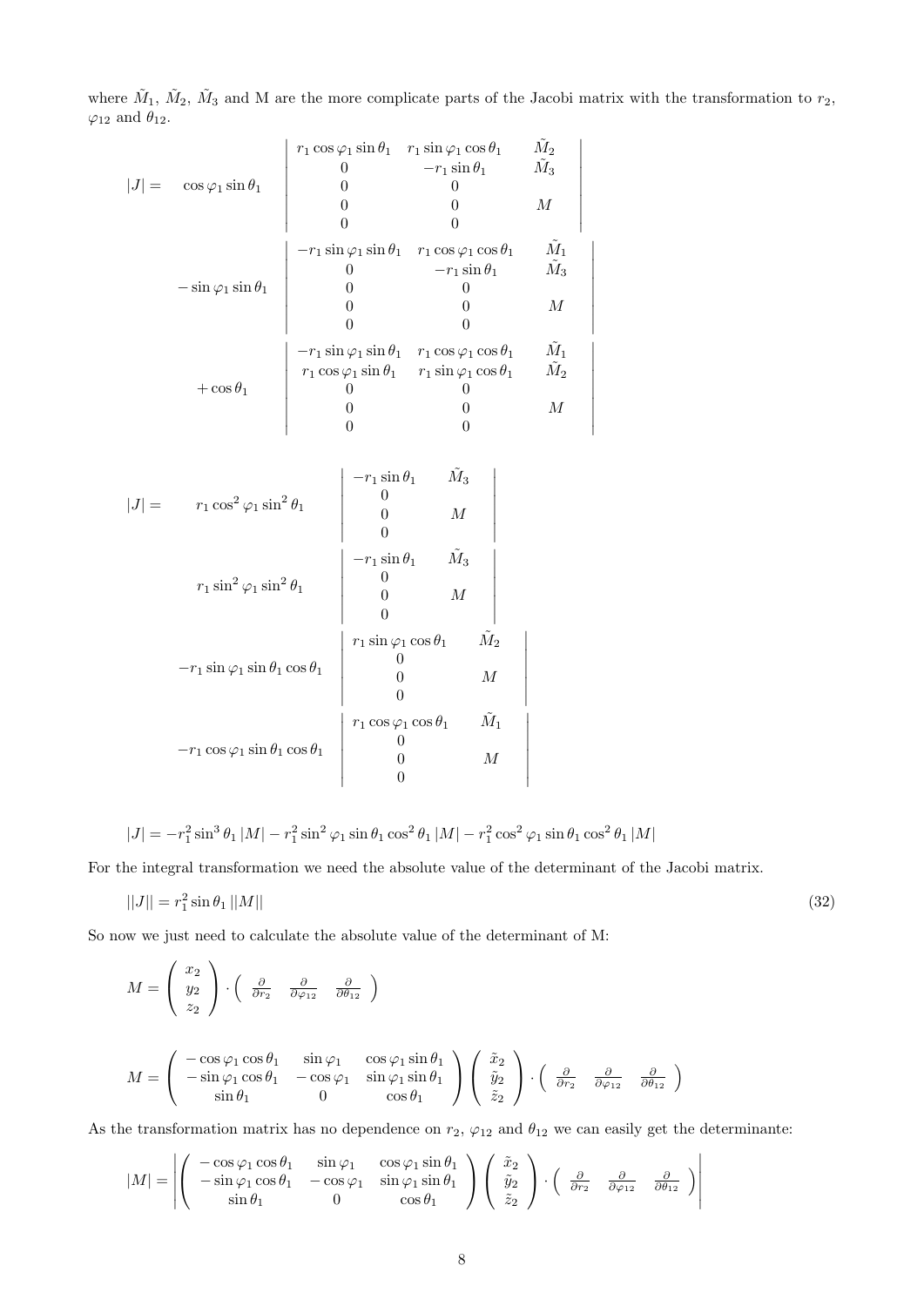where $\tilde{M}_1$, $\tilde{M}_2$, $\tilde{M}_3$ and M are the more complicate parts of the Jacobi matrix with the transformation to $r_2$, $\varphi_{12}$ and $\theta_{12}$.

$$
\begin{aligned}
|J| = \quad & \cos\varphi_1 \sin\theta_1 \begin{vmatrix} r_1\cos\varphi_1\sin\theta_1 & r_1\sin\varphi_1\cos\theta_1 & \tilde{M}_2 \\ 0 & -r_1\sin\theta_1 & \tilde{M}_3 \\ 0 & 0 & \\ 0 & 0 & M \\ 0 & 0 & \end{vmatrix} \\
& -\sin\varphi_1 \sin\theta_1 \begin{vmatrix} -r_1\sin\varphi_1\sin\theta_1 & r_1\cos\varphi_1\cos\theta_1 & \tilde{M}_1 \\ 0 & -r_1\sin\theta_1 & \tilde{M}_3 \\ 0 & 0 & \\ 0 & 0 & M \\ 0 & 0 & \end{vmatrix} \\
& +\cos\theta_1 \begin{vmatrix} -r_1\sin\varphi_1\sin\theta_1 & r_1\cos\varphi_1\cos\theta_1 & \tilde{M}_1 \\ r_1\cos\varphi_1\sin\theta_1 & r_1\sin\varphi_1\cos\theta_1 & \tilde{M}_2 \\ 0 & 0 & \\ 0 & 0 & M \\ 0 & 0 & \end{vmatrix}
\end{aligned}
$$

$$
\begin{aligned}
|J| = \quad & r_1\cos^2\varphi_1\sin^2\theta_1 \begin{vmatrix} -r_1\sin\theta_1 & \tilde{M}_3 \\ 0 & \\ 0 & M \\ 0 & \end{vmatrix} \\
& r_1\sin^2\varphi_1\sin^2\theta_1 \begin{vmatrix} -r_1\sin\theta_1 & \tilde{M}_3 \\ 0 & \\ 0 & M \\ 0 & \end{vmatrix} \\
& -r_1\sin\varphi_1\sin\theta_1\cos\theta_1 \begin{vmatrix} r_1\sin\varphi_1\cos\theta_1 & \tilde{M}_2 \\ 0 & \\ 0 & M \\ 0 & \end{vmatrix} \\
& -r_1\cos\varphi_1\sin\theta_1\cos\theta_1 \begin{vmatrix} r_1\cos\varphi_1\cos\theta_1 & \tilde{M}_1 \\ 0 & \\ 0 & M \\ 0 & \end{vmatrix}
\end{aligned}
$$

$$|J| = -r_1^2\sin^3\theta_1\,|M| - r_1^2\sin^2\varphi_1\sin\theta_1\cos^2\theta_1\,|M| - r_1^2\cos^2\varphi_1\sin\theta_1\cos^2\theta_1\,|M|$$

For the integral transformation we need the absolute value of the determinant of the Jacobi matrix.

$$||J|| = r_1^2\sin\theta_1\,||M|| \tag{32}$$

So now we just need to calculate the absolute value of the determinant of M:

$$M = \begin{pmatrix} x_2 \\ y_2 \\ z_2 \end{pmatrix} \cdot \begin{pmatrix} \frac{\partial}{\partial r_2} & \frac{\partial}{\partial \varphi_{12}} & \frac{\partial}{\partial \theta_{12}} \end{pmatrix}$$

$$M = \begin{pmatrix} -\cos\varphi_1\cos\theta_1 & \sin\varphi_1 & \cos\varphi_1\sin\theta_1 \\ -\sin\varphi_1\cos\theta_1 & -\cos\varphi_1 & \sin\varphi_1\sin\theta_1 \\ \sin\theta_1 & 0 & \cos\theta_1 \end{pmatrix} \begin{pmatrix} \tilde{x}_2 \\ \tilde{y}_2 \\ \tilde{z}_2 \end{pmatrix} \cdot \begin{pmatrix} \frac{\partial}{\partial r_2} & \frac{\partial}{\partial \varphi_{12}} & \frac{\partial}{\partial \theta_{12}} \end{pmatrix}$$

As the transformation matrix has no dependence on $r_2$, $\varphi_{12}$ and $\theta_{12}$ we can easily get the determinante:

$$|M| = \left| \begin{pmatrix} -\cos\varphi_1\cos\theta_1 & \sin\varphi_1 & \cos\varphi_1\sin\theta_1 \\ -\sin\varphi_1\cos\theta_1 & -\cos\varphi_1 & \sin\varphi_1\sin\theta_1 \\ \sin\theta_1 & 0 & \cos\theta_1 \end{pmatrix} \begin{pmatrix} \tilde{x}_2 \\ \tilde{y}_2 \\ \tilde{z}_2 \end{pmatrix} \cdot \begin{pmatrix} \frac{\partial}{\partial r_2} & \frac{\partial}{\partial \varphi_{12}} & \frac{\partial}{\partial \theta_{12}} \end{pmatrix} \right|$$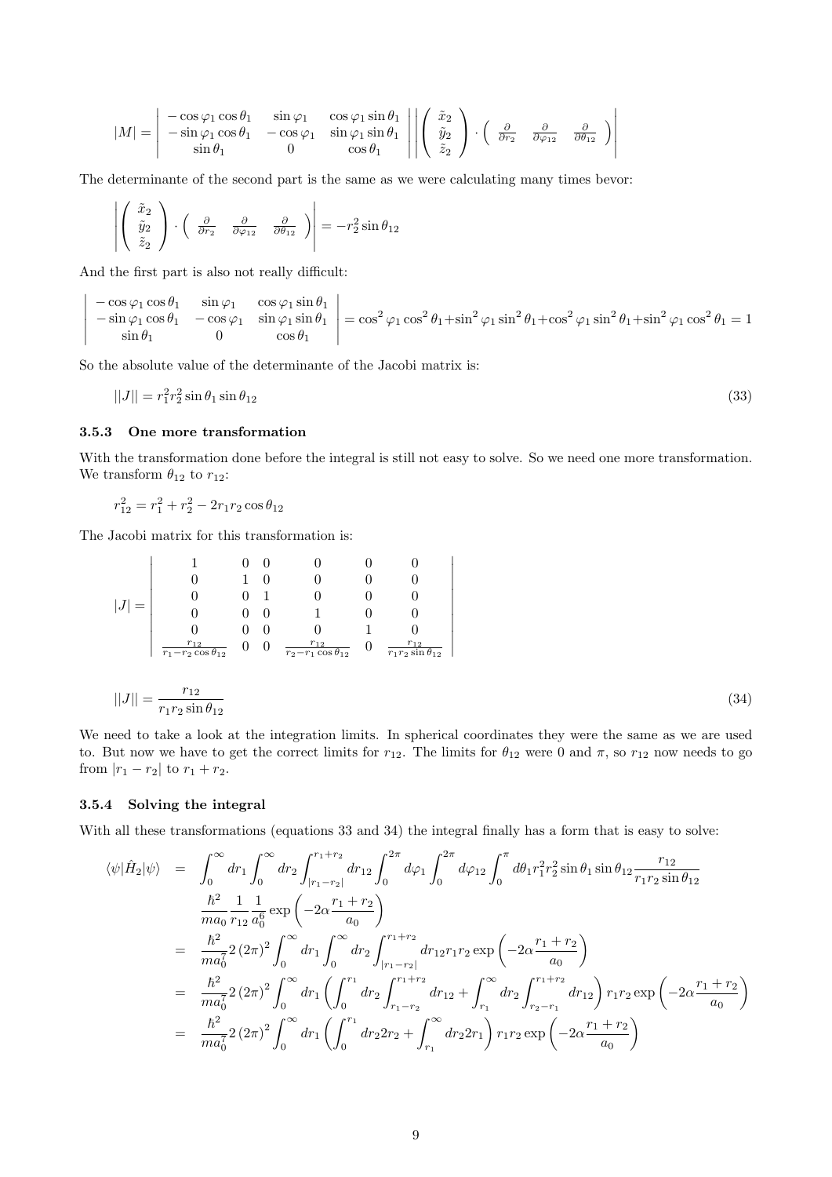$$|M| = \left| \begin{array}{ccc} -\cos\varphi_1 \cos\theta_1 & \sin\varphi_1 & \cos\varphi_1 \sin\theta_1 \\ -\sin\varphi_1 \cos\theta_1 & -\cos\varphi_1 & \sin\varphi_1 \sin\theta_1 \\ \sin\theta_1 & 0 & \cos\theta_1 \end{array} \right| \left| \left( \begin{array}{c} \tilde{x}_2 \\ \tilde{y}_2 \\ \tilde{z}_2 \end{array} \right) \cdot \left( \begin{array}{ccc} \frac{\partial}{\partial r_2} & \frac{\partial}{\partial \varphi_{12}} & \frac{\partial}{\partial \theta_{12}} \end{array} \right) \right|$$

The determinante of the second part is the same as we were calculating many times bevor:

$$\left| \left( \begin{array}{c} \tilde{x}_2 \\ \tilde{y}_2 \\ \tilde{z}_2 \end{array} \right) \cdot \left( \begin{array}{ccc} \frac{\partial}{\partial r_2} & \frac{\partial}{\partial \varphi_{12}} & \frac{\partial}{\partial \theta_{12}} \end{array} \right) \right| = -r_2^2 \sin\theta_{12}$$

And the first part is also not really difficult:

$$\left| \begin{array}{ccc} -\cos\varphi_1 \cos\theta_1 & \sin\varphi_1 & \cos\varphi_1 \sin\theta_1 \\ -\sin\varphi_1 \cos\theta_1 & -\cos\varphi_1 & \sin\varphi_1 \sin\theta_1 \\ \sin\theta_1 & 0 & \cos\theta_1 \end{array} \right| = \cos^2\varphi_1 \cos^2\theta_1 + \sin^2\varphi_1 \sin^2\theta_1 + \cos^2\varphi_1 \sin^2\theta_1 + \sin^2\varphi_1 \cos^2\theta_1 = 1$$

So the absolute value of the determinante of the Jacobi matrix is:

$$||J|| = r_1^2 r_2^2 \sin\theta_1 \sin\theta_{12} \tag{33}$$

### 3.5.3 One more transformation

With the transformation done before the integral is still not easy to solve. So we need one more transformation. We transform $\theta_{12}$ to $r_{12}$:

$$r_{12}^2 = r_1^2 + r_2^2 - 2r_1 r_2 \cos\theta_{12}$$

The Jacobi matrix for this transformation is:

$$|J| = \left| \begin{array}{cccccc} 1 & 0 & 0 & 0 & 0 & 0 \\ 0 & 1 & 0 & 0 & 0 & 0 \\ 0 & 0 & 1 & 0 & 0 & 0 \\ 0 & 0 & 0 & 1 & 0 & 0 \\ 0 & 0 & 0 & 0 & 1 & 0 \\ \frac{r_{12}}{r_1 - r_2\cos\theta_{12}} & 0 & 0 & \frac{r_{12}}{r_2 - r_1\cos\theta_{12}} & 0 & \frac{r_{12}}{r_1 r_2 \sin\theta_{12}} \end{array} \right|$$

$$||J|| = \frac{r_{12}}{r_1 r_2 \sin\theta_{12}} \tag{34}$$

We need to take a look at the integration limits. In spherical coordinates they were the same as we are used to. But now we have to get the correct limits for $r_{12}$. The limits for $\theta_{12}$ were 0 and $\pi$, so $r_{12}$ now needs to go from $|r_1 - r_2|$ to $r_1 + r_2$.

### 3.5.4 Solving the integral

With all these transformations (equations 33 and 34) the integral finally has a form that is easy to solve:

$$\begin{aligned}
\langle\psi|\hat{H}_2|\psi\rangle &= \int_0^\infty dr_1 \int_0^\infty dr_2 \int_{|r_1-r_2|}^{r_1+r_2} dr_{12} \int_0^{2\pi} d\varphi_1 \int_0^{2\pi} d\varphi_{12} \int_0^\pi d\theta_1 r_1^2 r_2^2 \sin\theta_1 \sin\theta_{12} \frac{r_{12}}{r_1 r_2 \sin\theta_{12}} \\
&\quad \frac{\hbar^2}{m a_0} \frac{1}{r_{12}} \frac{1}{a_0^6} \exp\left(-2\alpha \frac{r_1+r_2}{a_0}\right) \\
&= \frac{\hbar^2}{m a_0^7} 2 (2\pi)^2 \int_0^\infty dr_1 \int_0^\infty dr_2 \int_{|r_1-r_2|}^{r_1+r_2} dr_{12} r_1 r_2 \exp\left(-2\alpha \frac{r_1+r_2}{a_0}\right) \\
&= \frac{\hbar^2}{m a_0^7} 2 (2\pi)^2 \int_0^\infty dr_1 \left( \int_0^{r_1} dr_2 \int_{r_1-r_2}^{r_1+r_2} dr_{12} + \int_{r_1}^\infty dr_2 \int_{r_2-r_1}^{r_1+r_2} dr_{12} \right) r_1 r_2 \exp\left(-2\alpha \frac{r_1+r_2}{a_0}\right) \\
&= \frac{\hbar^2}{m a_0^7} 2 (2\pi)^2 \int_0^\infty dr_1 \left( \int_0^{r_1} dr_2 2r_2 + \int_{r_1}^\infty dr_2 2r_1 \right) r_1 r_2 \exp\left(-2\alpha \frac{r_1+r_2}{a_0}\right)
\end{aligned}$$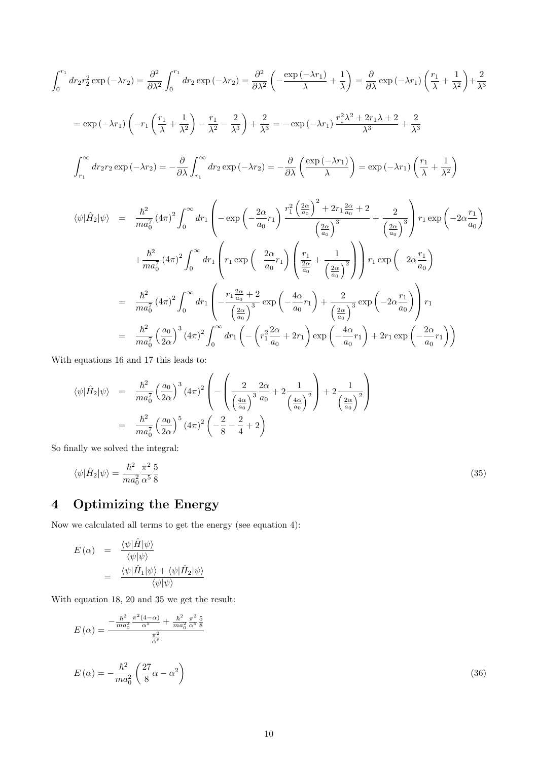$$\int_0^{r_1} dr_2 r_2^2 \exp\left(-\lambda r_2\right) = \frac{\partial^2}{\partial\lambda^2}\int_0^{r_1} dr_2 \exp\left(-\lambda r_2\right) = \frac{\partial^2}{\partial\lambda^2}\left(-\frac{\exp\left(-\lambda r_1\right)}{\lambda}+\frac{1}{\lambda}\right) = \frac{\partial}{\partial\lambda}\exp\left(-\lambda r_1\right)\left(\frac{r_1}{\lambda}+\frac{1}{\lambda^2}\right)+\frac{2}{\lambda^3}$$

$$= \exp\left(-\lambda r_1\right)\left(-r_1\left(\frac{r_1}{\lambda}+\frac{1}{\lambda^2}\right)-\frac{r_1}{\lambda^2}-\frac{2}{\lambda^3}\right)+\frac{2}{\lambda^3} = -\exp\left(-\lambda r_1\right)\frac{r_1^2\lambda^2+2r_1\lambda+2}{\lambda^3}+\frac{2}{\lambda^3}$$

$$\int_{r_1}^{\infty} dr_2 r_2 \exp\left(-\lambda r_2\right) = -\frac{\partial}{\partial\lambda}\int_{r_1}^{\infty} dr_2 \exp\left(-\lambda r_2\right) = -\frac{\partial}{\partial\lambda}\left(\frac{\exp\left(-\lambda r_1\right)}{\lambda}\right) = \exp\left(-\lambda r_1\right)\left(\frac{r_1}{\lambda}+\frac{1}{\lambda^2}\right)$$

$$\begin{aligned}
\langle\psi|\hat{H}_2|\psi\rangle &= \frac{\hbar^2}{ma_0^7}\left(4\pi\right)^2\int_0^{\infty} dr_1\left(-\exp\left(-\frac{2\alpha}{a_0}r_1\right)\frac{r_1^2\left(\frac{2\alpha}{a_0}\right)^2+2r_1\frac{2\alpha}{a_0}+2}{\left(\frac{2\alpha}{a_0}\right)^3}+\frac{2}{\left(\frac{2\alpha}{a_0}\right)^3}\right)r_1\exp\left(-2\alpha\frac{r_1}{a_0}\right) \\
&\quad+\frac{\hbar^2}{ma_0^7}\left(4\pi\right)^2\int_0^{\infty} dr_1\left(r_1\exp\left(-\frac{2\alpha}{a_0}r_1\right)\left(\frac{r_1}{\frac{2\alpha}{a_0}}+\frac{1}{\left(\frac{2\alpha}{a_0}\right)^2}\right)\right)r_1\exp\left(-2\alpha\frac{r_1}{a_0}\right) \\
&= \frac{\hbar^2}{ma_0^7}\left(4\pi\right)^2\int_0^{\infty} dr_1\left(-\frac{r_1\frac{2\alpha}{a_0}+2}{\left(\frac{2\alpha}{a_0}\right)^3}\exp\left(-\frac{4\alpha}{a_0}r_1\right)+\frac{2}{\left(\frac{2\alpha}{a_0}\right)^3}\exp\left(-2\alpha\frac{r_1}{a_0}\right)\right)r_1 \\
&= \frac{\hbar^2}{ma_0^7}\left(\frac{a_0}{2\alpha}\right)^3\left(4\pi\right)^2\int_0^{\infty} dr_1\left(-\left(r_1^2\frac{2\alpha}{a_0}+2r_1\right)\exp\left(-\frac{4\alpha}{a_0}r_1\right)+2r_1\exp\left(-\frac{2\alpha}{a_0}r_1\right)\right)
\end{aligned}$$

With equations 16 and 17 this leads to:

$$\begin{aligned}
\langle\psi|\hat{H}_2|\psi\rangle &= \frac{\hbar^2}{ma_0^7}\left(\frac{a_0}{2\alpha}\right)^3\left(4\pi\right)^2\left(-\left(\frac{2}{\left(\frac{4\alpha}{a_0}\right)^3}\frac{2\alpha}{a_0}+2\frac{1}{\left(\frac{4\alpha}{a_0}\right)^2}\right)+2\frac{1}{\left(\frac{2\alpha}{a_0}\right)^2}\right) \\
&= \frac{\hbar^2}{ma_0^7}\left(\frac{a_0}{2\alpha}\right)^5\left(4\pi\right)^2\left(-\frac{2}{8}-\frac{2}{4}+2\right)
\end{aligned}$$

So finally we solved the integral:

$$\langle\psi|\hat{H}_2|\psi\rangle = \frac{\hbar^2}{ma_0^2}\frac{\pi^2}{\alpha^5}\frac{5}{8} \tag{35}$$

# 4 Optimizing the Energy

Now we calculated all terms to get the energy (see equation 4):

$$\begin{aligned}
E\left(\alpha\right) &= \frac{\langle\psi|\hat{H}|\psi\rangle}{\langle\psi|\psi\rangle} \\
&= \frac{\langle\psi|\hat{H}_1|\psi\rangle+\langle\psi|\hat{H}_2|\psi\rangle}{\langle\psi|\psi\rangle}
\end{aligned}$$

With equation 18, 20 and 35 we get the result:

$$E\left(\alpha\right) = \frac{-\frac{\hbar^2}{ma_0^2}\frac{\pi^2(4-\alpha)}{\alpha^5}+\frac{\hbar^2}{ma_0^2}\frac{\pi^2}{\alpha^5}\frac{5}{8}}{\frac{\pi^2}{\alpha^6}}$$

$$E\left(\alpha\right) = -\frac{\hbar^2}{ma_0^2}\left(\frac{27}{8}\alpha-\alpha^2\right) \tag{36}$$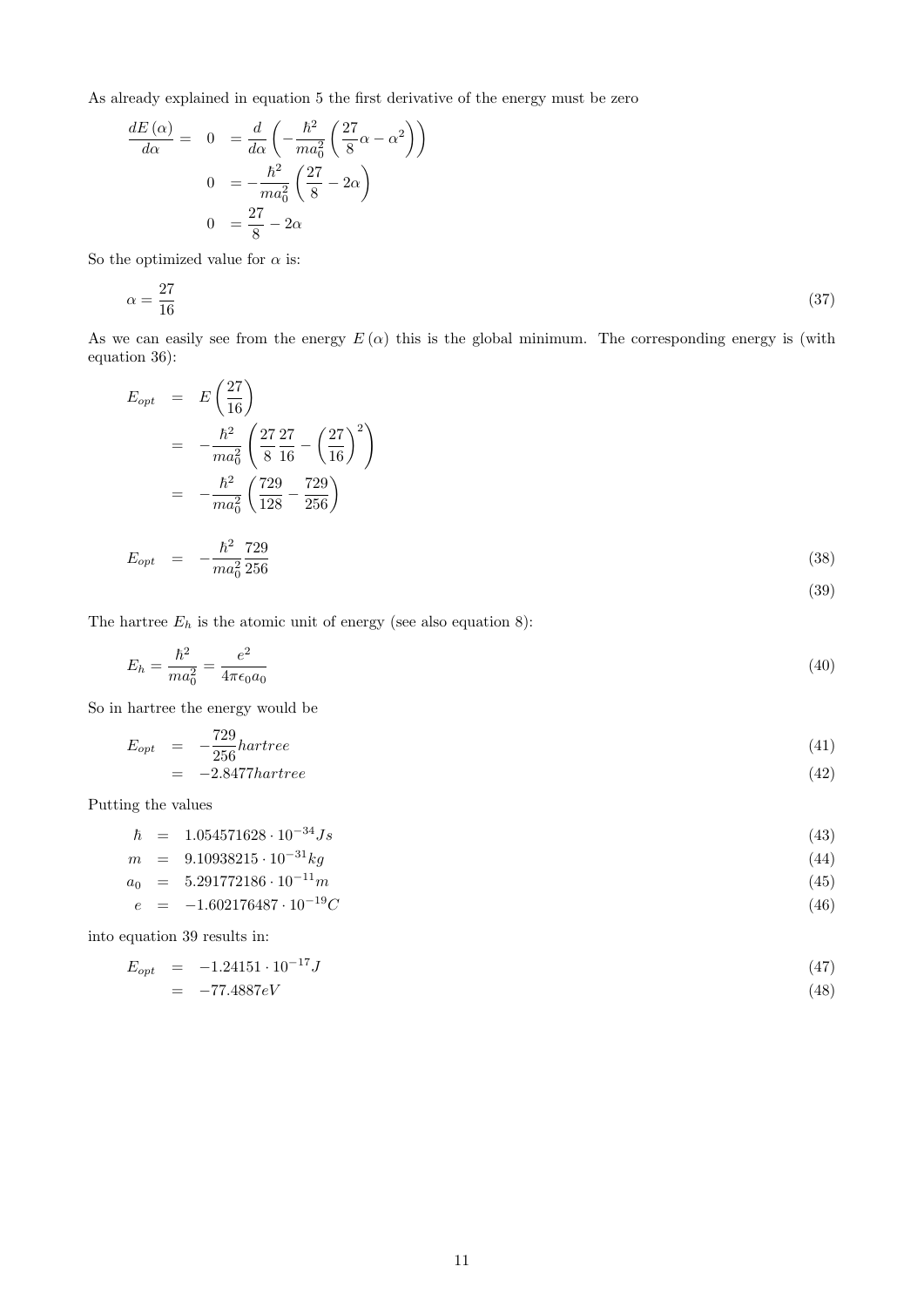As already explained in equation 5 the first derivative of the energy must be zero

$$
\begin{aligned}
\frac{dE(\alpha)}{d\alpha} = \quad 0 &= \frac{d}{d\alpha}\left(-\frac{\hbar^2}{ma_0^2}\left(\frac{27}{8}\alpha - \alpha^2\right)\right) \\
0 &= -\frac{\hbar^2}{ma_0^2}\left(\frac{27}{8} - 2\alpha\right) \\
0 &= \frac{27}{8} - 2\alpha
\end{aligned}
$$

So the optimized value for $\alpha$ is:

$$
\alpha = \frac{27}{16} \tag{37}
$$

As we can easily see from the energy $E(\alpha)$ this is the global minimum. The corresponding energy is (with equation 36):

$$
\begin{aligned}
E_{opt} &= E\left(\frac{27}{16}\right) \\
&= -\frac{\hbar^2}{ma_0^2}\left(\frac{27}{8}\frac{27}{16} - \left(\frac{27}{16}\right)^2\right) \\
&= -\frac{\hbar^2}{ma_0^2}\left(\frac{729}{128} - \frac{729}{256}\right)
\end{aligned}
$$

$$
E_{opt} = -\frac{\hbar^2}{ma_0^2}\frac{729}{256} \tag{38}
$$

$$
\tag{39}
$$

The hartree $E_h$ is the atomic unit of energy (see also equation 8):

$$
E_h = \frac{\hbar^2}{ma_0^2} = \frac{e^2}{4\pi\epsilon_0 a_0} \tag{40}
$$

So in hartree the energy would be

$$
\begin{aligned}
E_{opt} &= -\frac{729}{256} hartree &(41) \\
&= -2.8477 hartree &(42)
\end{aligned}
$$

Putting the values

$$
\begin{aligned}
\hbar &= 1.054571628 \cdot 10^{-34} Js &(43) \\
m &= 9.10938215 \cdot 10^{-31} kg &(44) \\
a_0 &= 5.291772186 \cdot 10^{-11} m &(45) \\
e &= -1.602176487 \cdot 10^{-19} C &(46)
\end{aligned}
$$

into equation 39 results in:

$$
\begin{aligned}
E_{opt} &= -1.24151 \cdot 10^{-17} J &(47) \\
&= -77.4887 eV &(48)
\end{aligned}
$$